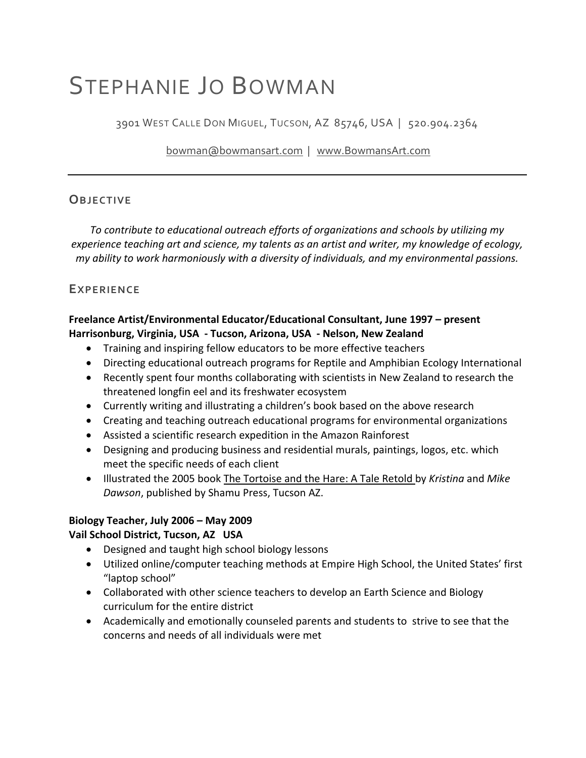# STEPHANIE JO BOWMAN

3901 WEST CALLE DON MIGUEL, TUCSON, AZ 85746, USA | 520.904.2364

bowman@bowmansart.com | www.BowmansArt.com

---

## OBJECTIVE

*To contribute to educational outreach efforts of organizations and schools by utilizing my experience teaching art and science, my talents as an artist and writer, my knowledge of ecology, my ability to work harmoniously with a diversity of individuals, and my environmental passions.*

## EXPERIENCE

**Freelance Artist/Environmental Educator/Educational Consultant, June 1997 – present**
**Harrisonburg, Virginia, USA - Tucson, Arizona, USA - Nelson, New Zealand**

- Training and inspiring fellow educators to be more effective teachers
- Directing educational outreach programs for Reptile and Amphibian Ecology International
- Recently spent four months collaborating with scientists in New Zealand to research the threatened longfin eel and its freshwater ecosystem
- Currently writing and illustrating a children's book based on the above research
- Creating and teaching outreach educational programs for environmental organizations
- Assisted a scientific research expedition in the Amazon Rainforest
- Designing and producing business and residential murals, paintings, logos, etc. which meet the specific needs of each client
- Illustrated the 2005 book <u>The Tortoise and the Hare: A Tale Retold</u> by *Kristina* and *Mike Dawson*, published by Shamu Press, Tucson AZ.

**Biology Teacher, July 2006 – May 2009**
**Vail School District, Tucson, AZ USA**

- Designed and taught high school biology lessons
- Utilized online/computer teaching methods at Empire High School, the United States' first "laptop school"
- Collaborated with other science teachers to develop an Earth Science and Biology curriculum for the entire district
- Academically and emotionally counseled parents and students to strive to see that the concerns and needs of all individuals were met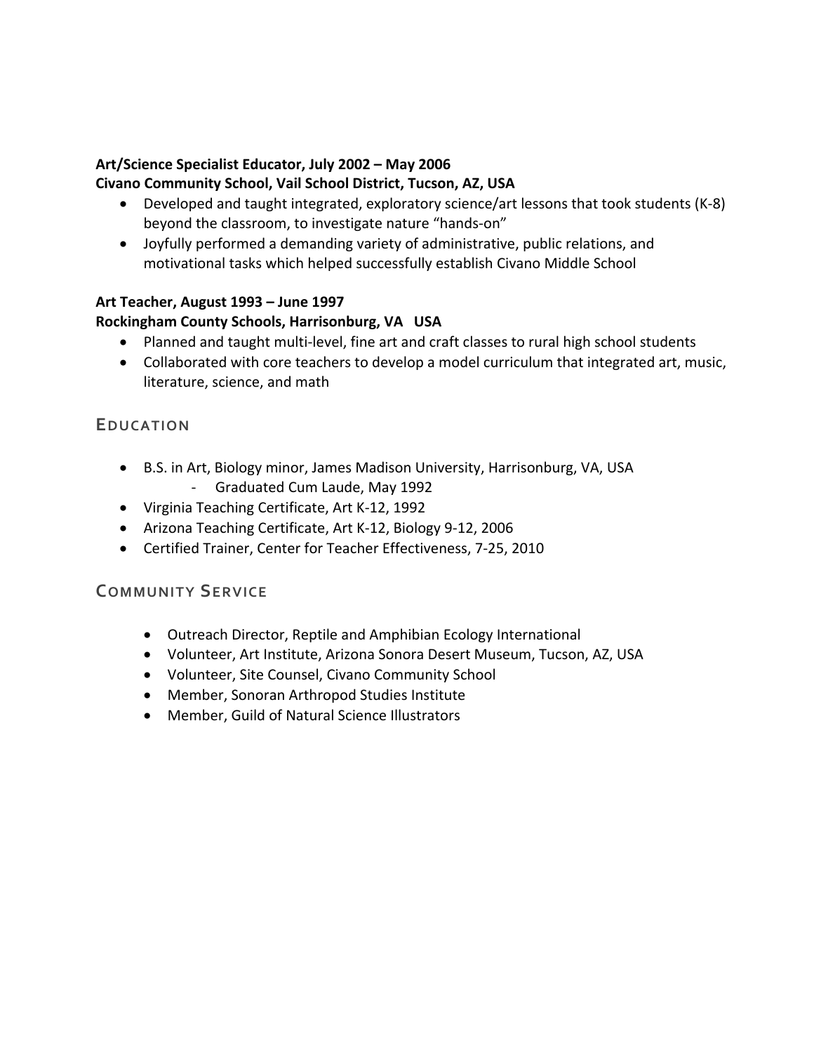**Art/Science Specialist Educator, July 2002 – May 2006**
**Civano Community School, Vail School District, Tucson, AZ, USA**

- Developed and taught integrated, exploratory science/art lessons that took students (K-8) beyond the classroom, to investigate nature "hands-on"
- Joyfully performed a demanding variety of administrative, public relations, and motivational tasks which helped successfully establish Civano Middle School

**Art Teacher, August 1993 – June 1997**
**Rockingham County Schools, Harrisonburg, VA USA**

- Planned and taught multi-level, fine art and craft classes to rural high school students
- Collaborated with core teachers to develop a model curriculum that integrated art, music, literature, science, and math

## Education

- B.S. in Art, Biology minor, James Madison University, Harrisonburg, VA, USA
  - Graduated Cum Laude, May 1992
- Virginia Teaching Certificate, Art K-12, 1992
- Arizona Teaching Certificate, Art K-12, Biology 9-12, 2006
- Certified Trainer, Center for Teacher Effectiveness, 7-25, 2010

## Community Service

- Outreach Director, Reptile and Amphibian Ecology International
- Volunteer, Art Institute, Arizona Sonora Desert Museum, Tucson, AZ, USA
- Volunteer, Site Counsel, Civano Community School
- Member, Sonoran Arthropod Studies Institute
- Member, Guild of Natural Science Illustrators